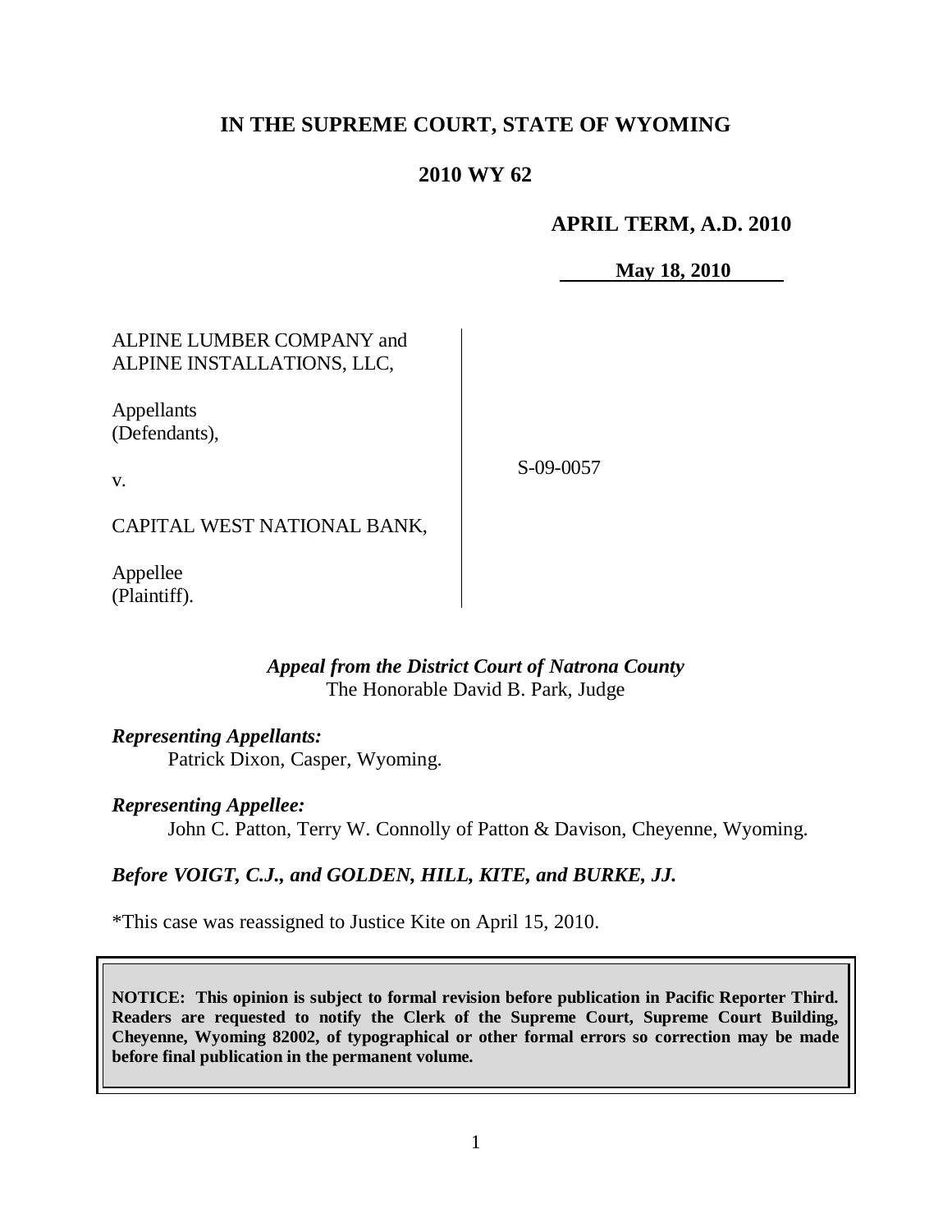# IN THE SUPREME COURT, STATE OF WYOMING

## 2010 WY 62

**APRIL TERM, A.D. 2010**

**May 18, 2010**

| | |
|---|---|
| ALPINE LUMBER COMPANY and ALPINE INSTALLATIONS, LLC,<br><br>Appellants (Defendants),<br><br>v.<br><br>CAPITAL WEST NATIONAL BANK,<br><br>Appellee (Plaintiff). | S-09-0057 |

***Appeal from the District Court of Natrona County***
The Honorable David B. Park, Judge

***Representing Appellants:***
Patrick Dixon, Casper, Wyoming.

***Representing Appellee:***
John C. Patton, Terry W. Connolly of Patton & Davison, Cheyenne, Wyoming.

***Before VOIGT, C.J., and GOLDEN, HILL, KITE, and BURKE, JJ.***

*This case was reassigned to Justice Kite on April 15, 2010.

**NOTICE: This opinion is subject to formal revision before publication in Pacific Reporter Third. Readers are requested to notify the Clerk of the Supreme Court, Supreme Court Building, Cheyenne, Wyoming 82002, of typographical or other formal errors so correction may be made before final publication in the permanent volume.**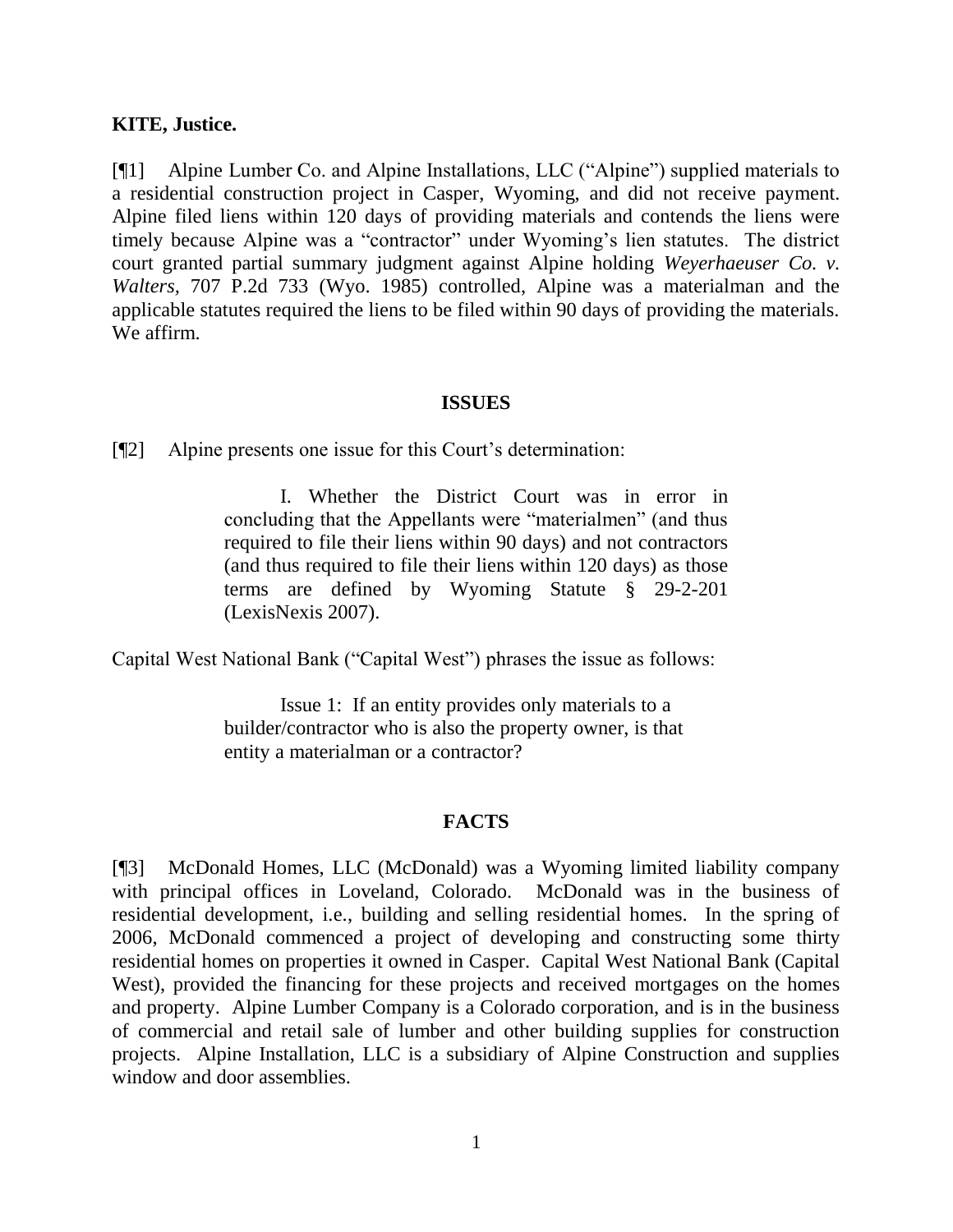**KITE, Justice.**

[¶1] Alpine Lumber Co. and Alpine Installations, LLC ("Alpine") supplied materials to a residential construction project in Casper, Wyoming, and did not receive payment. Alpine filed liens within 120 days of providing materials and contends the liens were timely because Alpine was a "contractor" under Wyoming's lien statutes. The district court granted partial summary judgment against Alpine holding *Weyerhaeuser Co. v. Walters*, 707 P.2d 733 (Wyo. 1985) controlled, Alpine was a materialman and the applicable statutes required the liens to be filed within 90 days of providing the materials. We affirm.

## ISSUES

[¶2] Alpine presents one issue for this Court's determination:

> I. Whether the District Court was in error in concluding that the Appellants were "materialmen" (and thus required to file their liens within 90 days) and not contractors (and thus required to file their liens within 120 days) as those terms are defined by Wyoming Statute § 29-2-201 (LexisNexis 2007).

Capital West National Bank ("Capital West") phrases the issue as follows:

> Issue 1: If an entity provides only materials to a builder/contractor who is also the property owner, is that entity a materialman or a contractor?

## FACTS

[¶3] McDonald Homes, LLC (McDonald) was a Wyoming limited liability company with principal offices in Loveland, Colorado. McDonald was in the business of residential development, i.e., building and selling residential homes. In the spring of 2006, McDonald commenced a project of developing and constructing some thirty residential homes on properties it owned in Casper. Capital West National Bank (Capital West), provided the financing for these projects and received mortgages on the homes and property. Alpine Lumber Company is a Colorado corporation, and is in the business of commercial and retail sale of lumber and other building supplies for construction projects. Alpine Installation, LLC is a subsidiary of Alpine Construction and supplies window and door assemblies.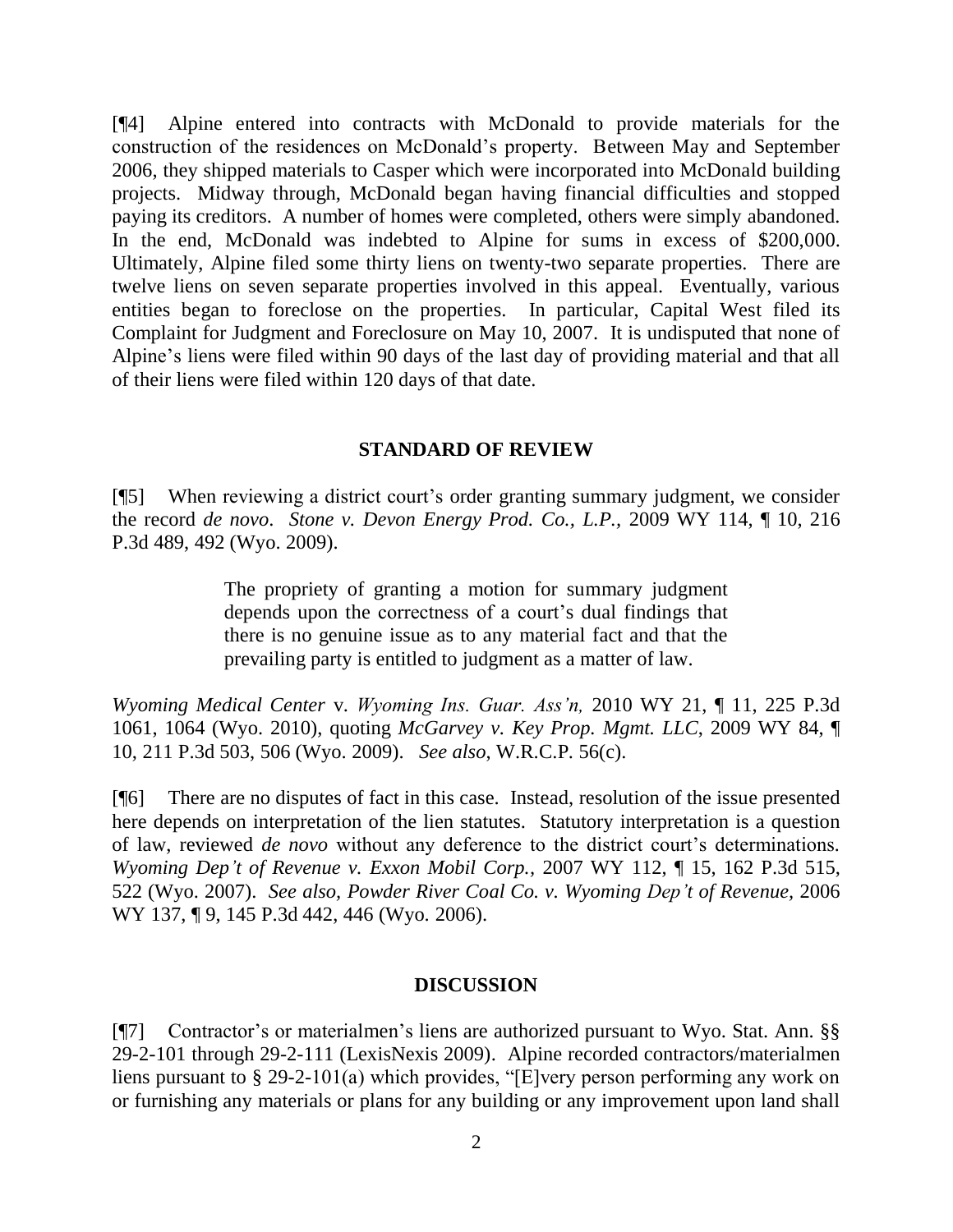[¶4] Alpine entered into contracts with McDonald to provide materials for the construction of the residences on McDonald's property. Between May and September 2006, they shipped materials to Casper which were incorporated into McDonald building projects. Midway through, McDonald began having financial difficulties and stopped paying its creditors. A number of homes were completed, others were simply abandoned. In the end, McDonald was indebted to Alpine for sums in excess of $200,000. Ultimately, Alpine filed some thirty liens on twenty-two separate properties. There are twelve liens on seven separate properties involved in this appeal. Eventually, various entities began to foreclose on the properties. In particular, Capital West filed its Complaint for Judgment and Foreclosure on May 10, 2007. It is undisputed that none of Alpine's liens were filed within 90 days of the last day of providing material and that all of their liens were filed within 120 days of that date.

## STANDARD OF REVIEW

[¶5] When reviewing a district court's order granting summary judgment, we consider the record *de novo*. *Stone v. Devon Energy Prod. Co., L.P.*, 2009 WY 114, ¶ 10, 216 P.3d 489, 492 (Wyo. 2009).

> The propriety of granting a motion for summary judgment depends upon the correctness of a court's dual findings that there is no genuine issue as to any material fact and that the prevailing party is entitled to judgment as a matter of law.

*Wyoming Medical Center* v. *Wyoming Ins. Guar. Ass'n,* 2010 WY 21, ¶ 11, 225 P.3d 1061, 1064 (Wyo. 2010), quoting *McGarvey v. Key Prop. Mgmt. LLC*, 2009 WY 84, ¶ 10, 211 P.3d 503, 506 (Wyo. 2009). *See also*, W.R.C.P. 56(c).

[¶6] There are no disputes of fact in this case. Instead, resolution of the issue presented here depends on interpretation of the lien statutes. Statutory interpretation is a question of law, reviewed *de novo* without any deference to the district court's determinations. *Wyoming Dep't of Revenue v. Exxon Mobil Corp.*, 2007 WY 112, ¶ 15, 162 P.3d 515, 522 (Wyo. 2007). *See also, Powder River Coal Co. v. Wyoming Dep't of Revenue,* 2006 WY 137, ¶ 9, 145 P.3d 442, 446 (Wyo. 2006).

## DISCUSSION

[¶7] Contractor's or materialmen's liens are authorized pursuant to Wyo. Stat. Ann. §§ 29-2-101 through 29-2-111 (LexisNexis 2009). Alpine recorded contractors/materialmen liens pursuant to § 29-2-101(a) which provides, "[E]very person performing any work on or furnishing any materials or plans for any building or any improvement upon land shall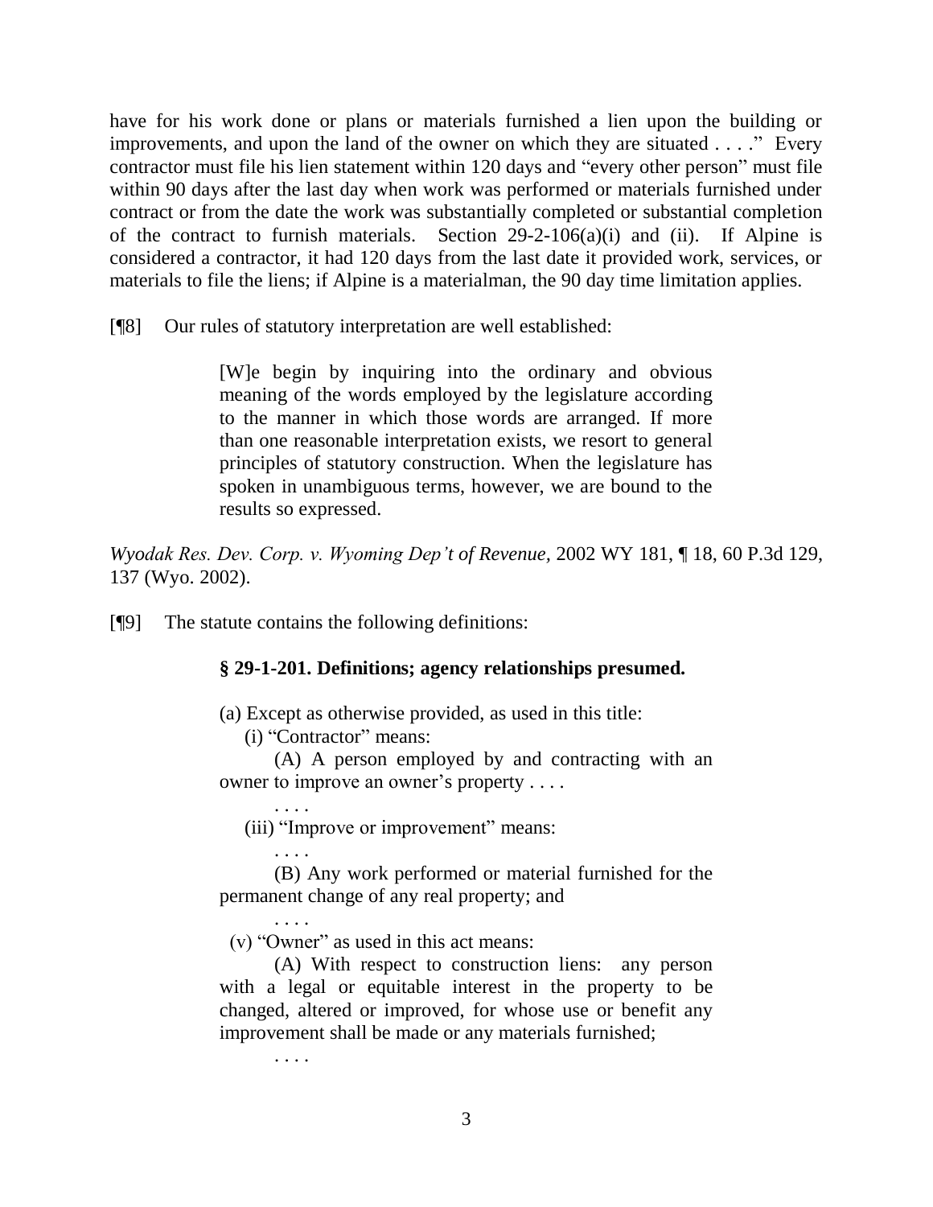have for his work done or plans or materials furnished a lien upon the building or improvements, and upon the land of the owner on which they are situated . . . ." Every contractor must file his lien statement within 120 days and "every other person" must file within 90 days after the last day when work was performed or materials furnished under contract or from the date the work was substantially completed or substantial completion of the contract to furnish materials. Section 29-2-106(a)(i) and (ii). If Alpine is considered a contractor, it had 120 days from the last date it provided work, services, or materials to file the liens; if Alpine is a materialman, the 90 day time limitation applies.

[¶8] Our rules of statutory interpretation are well established:

> [W]e begin by inquiring into the ordinary and obvious meaning of the words employed by the legislature according to the manner in which those words are arranged. If more than one reasonable interpretation exists, we resort to general principles of statutory construction. When the legislature has spoken in unambiguous terms, however, we are bound to the results so expressed.

*Wyodak Res. Dev. Corp. v. Wyoming Dep't of Revenue*, 2002 WY 181, ¶ 18, 60 P.3d 129, 137 (Wyo. 2002).

[¶9] The statute contains the following definitions:

> **§ 29-1-201. Definitions; agency relationships presumed.**
>
> (a) Except as otherwise provided, as used in this title:
>
> (i) "Contractor" means:
>
> (A) A person employed by and contracting with an owner to improve an owner's property . . . .
>
> . . . .
>
> (iii) "Improve or improvement" means:
>
> . . . .
>
> (B) Any work performed or material furnished for the permanent change of any real property; and
>
> . . . .
>
> (v) "Owner" as used in this act means:
>
> (A) With respect to construction liens: any person with a legal or equitable interest in the property to be changed, altered or improved, for whose use or benefit any improvement shall be made or any materials furnished;
>
> . . . .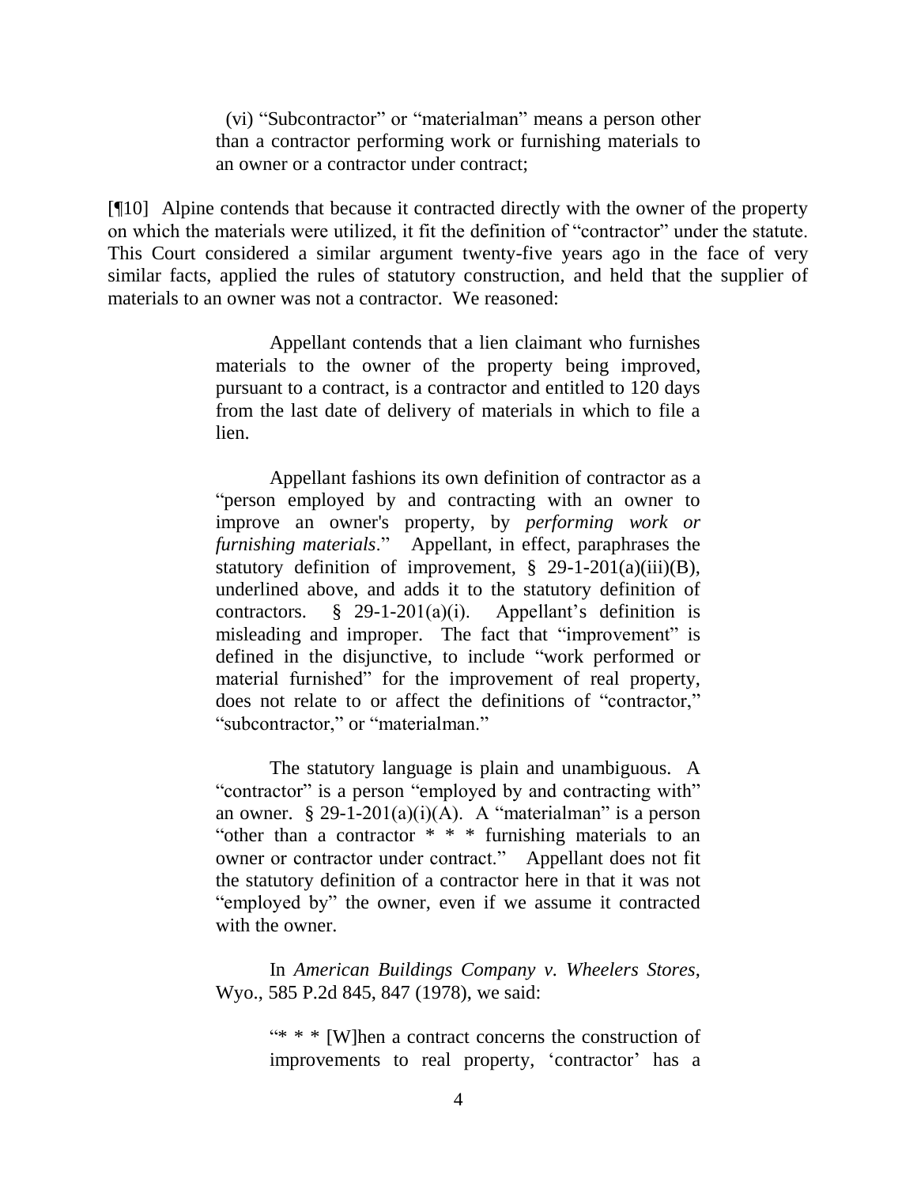> (vi) "Subcontractor" or "materialman" means a person other than a contractor performing work or furnishing materials to an owner or a contractor under contract;

[¶10] Alpine contends that because it contracted directly with the owner of the property on which the materials were utilized, it fit the definition of "contractor" under the statute. This Court considered a similar argument twenty-five years ago in the face of very similar facts, applied the rules of statutory construction, and held that the supplier of materials to an owner was not a contractor. We reasoned:

> Appellant contends that a lien claimant who furnishes materials to the owner of the property being improved, pursuant to a contract, is a contractor and entitled to 120 days from the last date of delivery of materials in which to file a lien.
>
> Appellant fashions its own definition of contractor as a "person employed by and contracting with an owner to improve an owner's property, by *performing work or furnishing materials*." Appellant, in effect, paraphrases the statutory definition of improvement, § 29-1-201(a)(iii)(B), underlined above, and adds it to the statutory definition of contractors. § 29-1-201(a)(i). Appellant's definition is misleading and improper. The fact that "improvement" is defined in the disjunctive, to include "work performed or material furnished" for the improvement of real property, does not relate to or affect the definitions of "contractor," "subcontractor," or "materialman."
>
> The statutory language is plain and unambiguous. A "contractor" is a person "employed by and contracting with" an owner. § 29-1-201(a)(i)(A). A "materialman" is a person "other than a contractor * * * furnishing materials to an owner or contractor under contract." Appellant does not fit the statutory definition of a contractor here in that it was not "employed by" the owner, even if we assume it contracted with the owner.
>
> In *American Buildings Company v. Wheelers Stores*, Wyo., 585 P.2d 845, 847 (1978), we said:
>
> > "* * * [W]hen a contract concerns the construction of improvements to real property, 'contractor' has a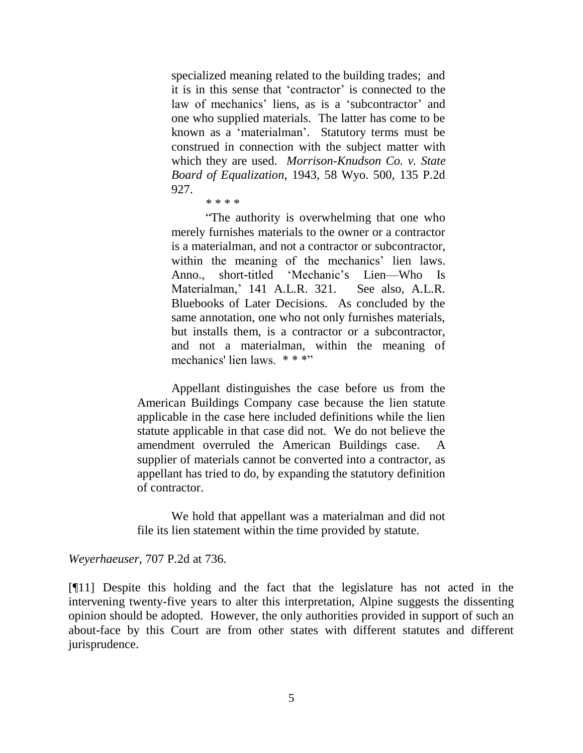> specialized meaning related to the building trades; and it is in this sense that 'contractor' is connected to the law of mechanics' liens, as is a 'subcontractor' and one who supplied materials. The latter has come to be known as a 'materialman'. Statutory terms must be construed in connection with the subject matter with which they are used. *Morrison-Knudson Co. v. State Board of Equalization*, 1943, 58 Wyo. 500, 135 P.2d 927.
>
> \* \* \* \*
>
> "The authority is overwhelming that one who merely furnishes materials to the owner or a contractor is a materialman, and not a contractor or subcontractor, within the meaning of the mechanics' lien laws. Anno., short-titled 'Mechanic's Lien—Who Is Materialman,' 141 A.L.R. 321. See also, A.L.R. Bluebooks of Later Decisions. As concluded by the same annotation, one who not only furnishes materials, but installs them, is a contractor or a subcontractor, and not a materialman, within the meaning of mechanics' lien laws. \* \* \*"
>
> Appellant distinguishes the case before us from the American Buildings Company case because the lien statute applicable in the case here included definitions while the lien statute applicable in that case did not. We do not believe the amendment overruled the American Buildings case. A supplier of materials cannot be converted into a contractor, as appellant has tried to do, by expanding the statutory definition of contractor.
>
> We hold that appellant was a materialman and did not file its lien statement within the time provided by statute.

*Weyerhaeuser*, 707 P.2d at 736.

[¶11] Despite this holding and the fact that the legislature has not acted in the intervening twenty-five years to alter this interpretation, Alpine suggests the dissenting opinion should be adopted. However, the only authorities provided in support of such an about-face by this Court are from other states with different statutes and different jurisprudence.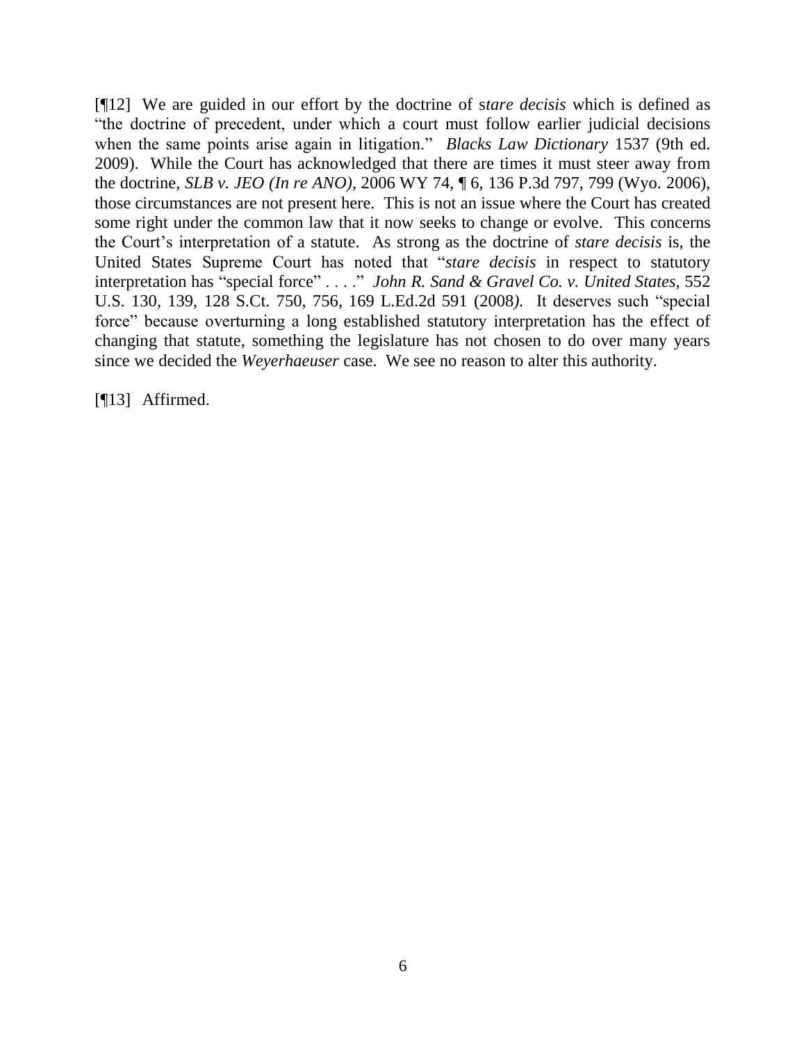[¶12] We are guided in our effort by the doctrine of s*tare decisis* which is defined as "the doctrine of precedent, under which a court must follow earlier judicial decisions when the same points arise again in litigation." *Blacks Law Dictionary* 1537 (9th ed. 2009). While the Court has acknowledged that there are times it must steer away from the doctrine, *SLB v. JEO (In re ANO)*, 2006 WY 74, ¶ 6, 136 P.3d 797, 799 (Wyo. 2006), those circumstances are not present here. This is not an issue where the Court has created some right under the common law that it now seeks to change or evolve. This concerns the Court's interpretation of a statute. As strong as the doctrine of *stare decisis* is, the United States Supreme Court has noted that "*stare decisis* in respect to statutory interpretation has "special force" . . . ." *John R. Sand & Gravel Co. v. United States,* 552 U.S. 130, 139, 128 S.Ct. 750, 756, 169 L.Ed.2d 591 (2008*).* It deserves such "special force" because overturning a long established statutory interpretation has the effect of changing that statute, something the legislature has not chosen to do over many years since we decided the *Weyerhaeuser* case. We see no reason to alter this authority.

[¶13] Affirmed.